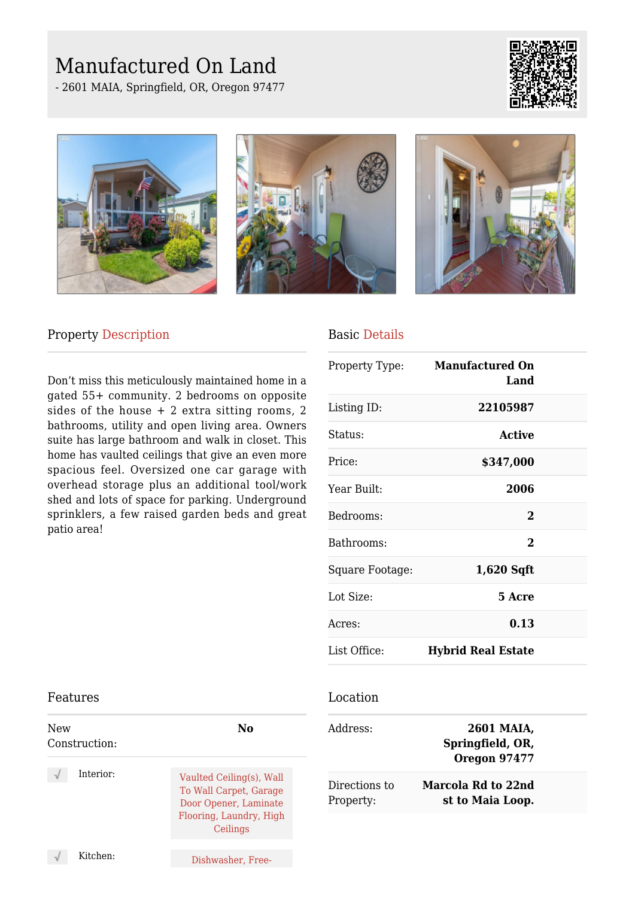# Manufactured On Land

- 2601 MAIA, Springfield, OR, Oregon 97477

## Property Description

Don't miss this meticulously maintained home in a gated 55+ community. 2 bedrooms on opposite sides of the house + 2 extra sitting rooms, 2 bathrooms, utility and open living area. Owners suite has large bathroom and walk in closet. This home has vaulted ceilings that give an even more spacious feel. Oversized one car garage with overhead storage plus an additional tool/work shed and lots of space for parking. Underground sprinklers, a few raised garden beds and great patio area!

## Basic Details

| | |
|---|---|
| Property Type: | **Manufactured On Land** |
| Listing ID: | **22105987** |
| Status: | **Active** |
| Price: | **$347,000** |
| Year Built: | **2006** |
| Bedrooms: | **2** |
| Bathrooms: | **2** |
| Square Footage: | **1,620 Sqft** |
| Lot Size: | **5 Acre** |
| Acres: | **0.13** |
| List Office: | **Hybrid Real Estate** |

## Features

| | |
|---|---|
| New Construction: | **No** |
| Interior: | Vaulted Ceiling(s), Wall To Wall Carpet, Garage Door Opener, Laminate Flooring, Laundry, High Ceilings |
| Kitchen: | Dishwasher, Free- |

## Location

| | |
|---|---|
| Address: | **2601 MAIA, Springfield, OR, Oregon 97477** |
| Directions to Property: | **Marcola Rd to 22nd st to Maia Loop.** |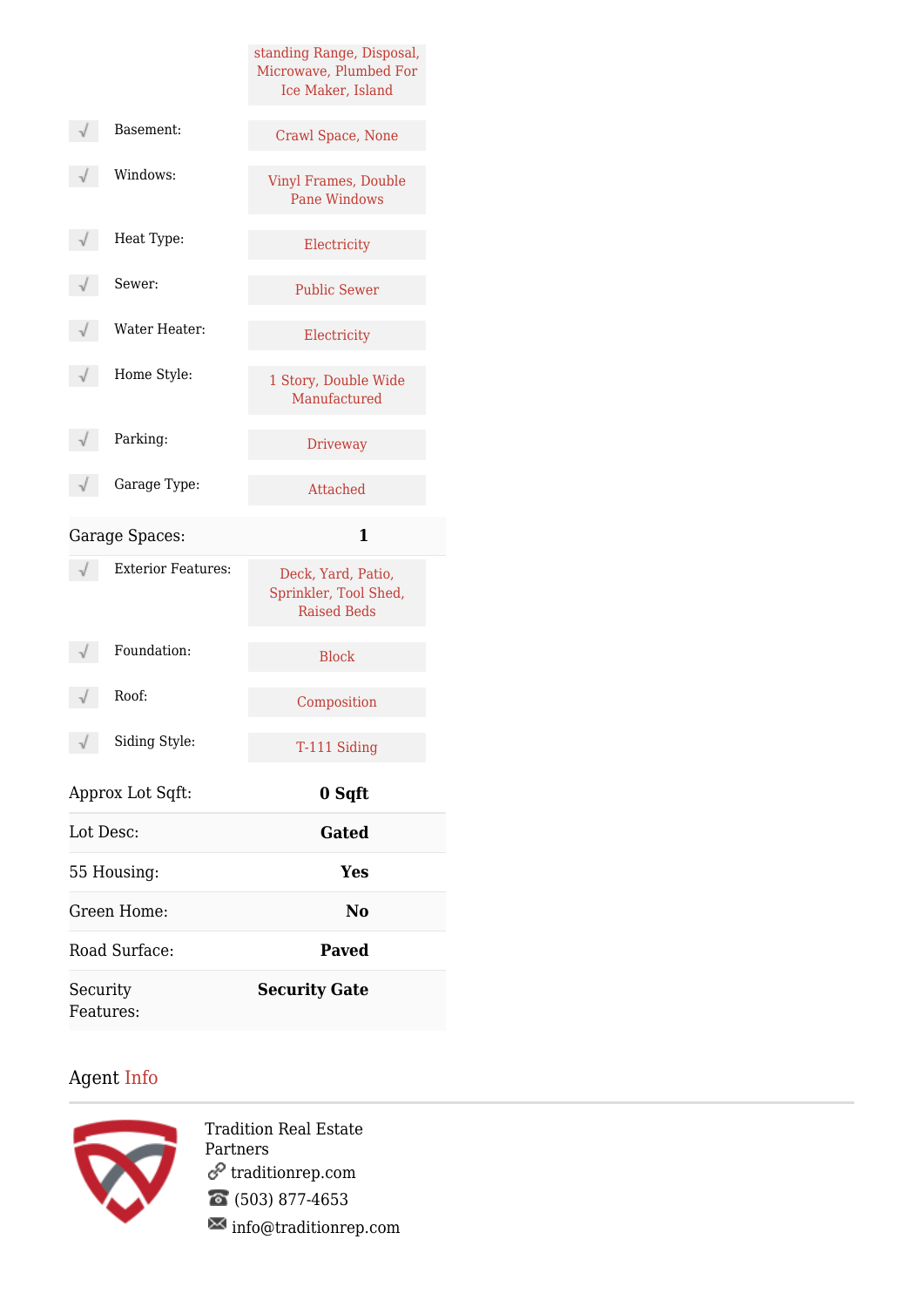| | |
|---|---|
| | standing Range, Disposal, Microwave, Plumbed For Ice Maker, Island |
| √ Basement: | Crawl Space, None |
| √ Windows: | Vinyl Frames, Double Pane Windows |
| √ Heat Type: | Electricity |
| √ Sewer: | Public Sewer |
| √ Water Heater: | Electricity |
| √ Home Style: | 1 Story, Double Wide Manufactured |
| √ Parking: | Driveway |
| √ Garage Type: | Attached |
| Garage Spaces: | **1** |
| √ Exterior Features: | Deck, Yard, Patio, Sprinkler, Tool Shed, Raised Beds |
| √ Foundation: | Block |
| √ Roof: | Composition |
| √ Siding Style: | T-111 Siding |
| Approx Lot Sqft: | **0 Sqft** |
| Lot Desc: | **Gated** |
| 55 Housing: | **Yes** |
| Green Home: | **No** |
| Road Surface: | **Paved** |
| Security Features: | **Security Gate** |

## Agent Info

Tradition Real Estate Partners
traditionrep.com
(503) 877-4653
info@traditionrep.com